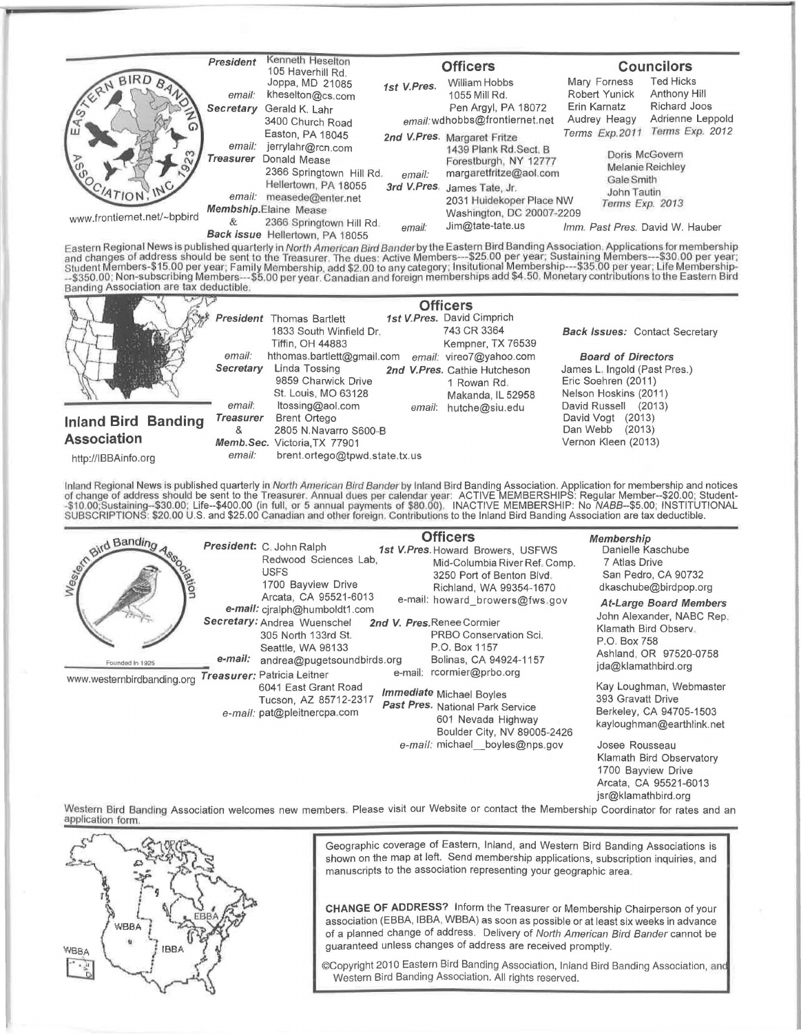## Eastern Bird Banding Association, Inc. 1923

www.frontiernet.net/~bpbird

**President** Kenneth Heselton
105 Haverhill Rd.
Joppa, MD 21085
*email:* khesel­ton@cs.com

**Secretary** Gerald K. Lahr
3400 Church Road
Easton, PA 18045
*email:* jerrylahr@rcn.com

**Treasurer** Donald Mease
2366 Springtown Hill Rd.
Hellertown, PA 18055
*email:* measede@enter.net

**Membship. & Back issue** Elaine Mease
2366 Springtown Hill Rd.
Hellertown, PA 18055

### Officers

**1st V.Pres.** William Hobbs
1055 Mill Rd.
Pen Argyl, PA 18072
*email:* wdhobbs@frontiernet.net

**2nd V.Pres.** Margaret Fritze
1439 Plank Rd.Sect. B
Forestburgh, NY 12777
*email:* margaretfritze@aol.com

**3rd V.Pres.** James Tate, Jr.
2031 Huidekoper Place NW
Washington, DC 20007-2209
*email:* Jim@tate-tate.us

### Councilors

Mary Forness, Robert Yunick, Erin Karnatz, Audrey Heagy — *Terms Exp.2011*

Ted Hicks, Anthony Hill, Richard Joos, Adrienne Leppold — *Terms Exp. 2012*

Doris McGovern, Melanie Reichley, Gale Smith, John Tautin — *Terms Exp. 2013*

*Imm. Past Pres.* David W. Hauber

Eastern Regional News is published quarterly in *North American Bird Bander* by the Eastern Bird Banding Association. Applications for membership and changes of address should be sent to the Treasurer. The dues: Active Members---$25.00 per year; Sustaining Members---$30.00 per year; Student Members-$15.00 per year; Family Membership, add $2.00 to any category; Insitutional Membership---$35.00 per year; Life Membership---$350.00; Non-subscribing Members---$5.00 per year. Canadian and foreign memberships add $4.50. Monetary contributions to the Eastern Bird Banding Association are tax deductible.

---

## Inland Bird Banding Association

http://IBBAinfo.org

**President** Thomas Bartlett
1833 South Winfield Dr.
Tiffin, OH 44883
*email:* hthomas.bartlett@gmail.com

**Secretary** Linda Tossing
9859 Charwick Drive
St. Louis, MO 63128
*email:* ltossing@aol.com

**Treasurer & Memb.Sec.** Brent Ortego
2805 N.Navarro S600-B
Victoria,TX 77901
*email:* brent.ortego@tpwd.state.tx.us

### Officers

**1st V.Pres.** David Cimprich
743 CR 3364
Kempner, TX 76539
*email:* vireo7@yahoo.com

**2nd V.Pres.** Cathie Hutcheson
1 Rowan Rd.
Makanda, IL 52958
*email:* hutche@siu.edu

***Back Issues:*** Contact Secretary

***Board of Directors***
James L. Ingold (Past Pres.)
Eric Soehren (2011)
Nelson Hoskins (2011)
David Russell (2013)
David Vogt (2013)
Dan Webb (2013)
Vernon Kleen (2013)

Inland Regional News is published quarterly in *North American Bird Bander* by Inland Bird Banding Association. Application for membership and notices of change of address should be sent to the Treasurer. Annual dues per calendar year: ACTIVE MEMBERSHIPS: Regular Member--$20.00; Student--$10.00;Sustaining--$30.00; Life--$400.00 (in full, or 5 annual payments of $80.00). INACTIVE MEMBERSHIP: No *NABB*--$5.00; INSTITUTIONAL SUBSCRIPTIONS: $20.00 U.S. and $25.00 Canadian and other foreign. Contributions to the Inland Bird Banding Association are tax deductible.

---

## Western Bird Banding Association

Founded in 1925

www.westernbirdbanding.org

***President:*** C. John Ralph
Redwood Sciences Lab,
USFS
1700 Bayview Drive
Arcata, CA 95521-6013
*e-mail:* cjralph@humboldt1.com

***Secretary:*** Andrea Wuenschel
305 North 133rd St.
Seattle, WA 98133
*e-mail:* andrea@pugetsoundbirds.org

***Treasurer:*** Patricia Leitner
6041 East Grant Road
Tucson, AZ 85712-2317
*e-mail:* pat@pleitnercpa.com

### Officers

***1st V.Pres.*** Howard Browers, USFWS
Mid-Columbia River Ref. Comp.
3250 Port of Benton Blvd.
Richland, WA 99354-1670
e-mail: howard_browers@fws.gov

***2nd V. Pres.*** Renee Cormier
PRBO Conservation Sci.
P.O. Box 1157
Bolinas, CA 94924-1157
e-mail: rcormier@prbo.org

***Immediate Past Pres.*** Michael Boyles
National Park Service
601 Nevada Highway
Boulder City, NV 89005-2426
*e-mail:* michael__boyles@nps.gov

***Membership***
Danielle Kaschube
7 Atlas Drive
San Pedro, CA 90732
dkaschube@birdpop.org

***At-Large Board Members***

John Alexander, NABC Rep.
Klamath Bird Observ.
P.O. Box 758
Ashland, OR 97520-0758
jda@klamathbird.org

Kay Loughman, Webmaster
393 Gravatt Drive
Berkeley, CA 94705-1503
kayloughman@earthlink.net

Josee Rousseau
Klamath Bird Observatory
1700 Bayview Drive
Arcata, CA 95521-6013
jsr@klamathbird.org

Western Bird Banding Association welcomes new members. Please visit our Website or contact the Membership Coordinator for rates and an application form.

---

WBBA
EBBA
IBBA
WBBA

Geographic coverage of Eastern, Inland, and Western Bird Banding Associations is shown on the map at left. Send membership applications, subscription inquiries, and manuscripts to the association representing your geographic area.

**CHANGE OF ADDRESS?** Inform the Treasurer or Membership Chairperson of your association (EBBA, IBBA, WBBA) as soon as possible or at least six weeks in advance of a planned change of address. Delivery of *North American Bird Bander* cannot be guaranteed unless changes of address are received promptly.

©Copyright 2010 Eastern Bird Banding Association, Inland Bird Banding Association, and Western Bird Banding Association. All rights reserved.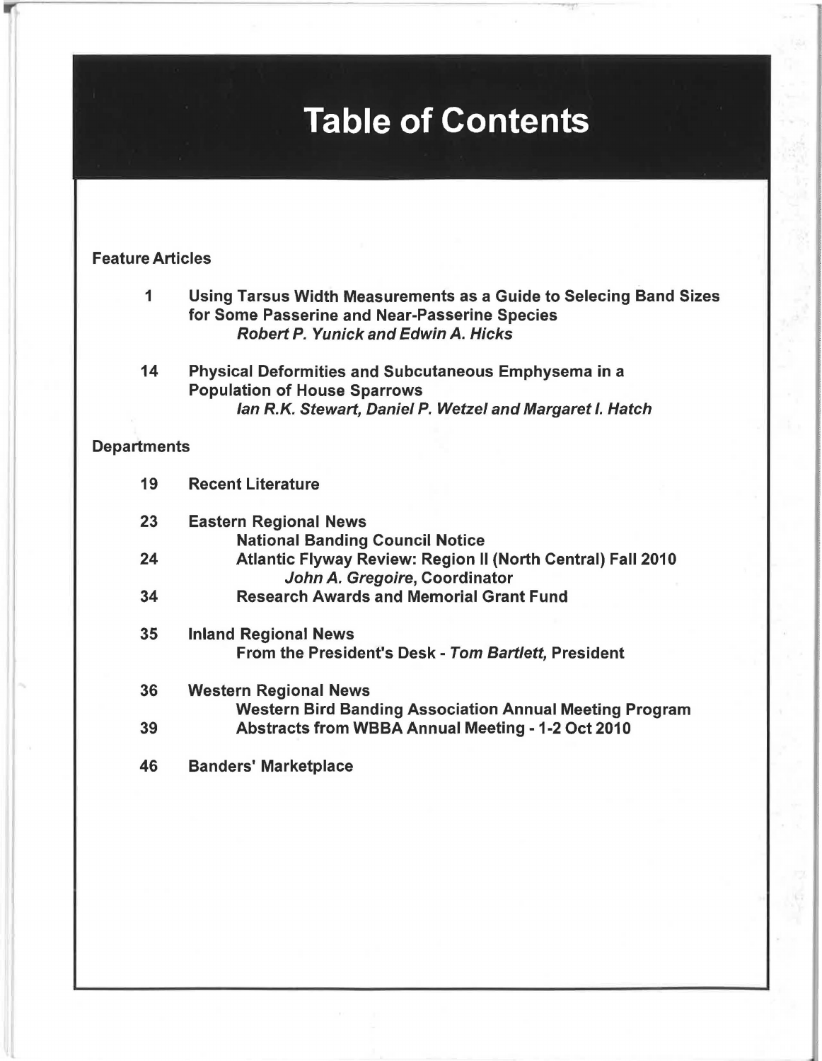# Table of Contents

## Feature Articles

**1** **Using Tarsus Width Measurements as a Guide to Selecing Band Sizes for Some Passerine and Near-Passerine Species**
*Robert P. Yunick and Edwin A. Hicks*

**14** **Physical Deformities and Subcutaneous Emphysema in a Population of House Sparrows**
*Ian R.K. Stewart, Daniel P. Wetzel and Margaret I. Hatch*

## Departments

**19** **Recent Literature**

**23** **Eastern Regional News**
**National Banding Council Notice**

**24** **Atlantic Flyway Review: Region II (North Central) Fall 2010**
*John A. Gregoire*, **Coordinator**

**34** **Research Awards and Memorial Grant Fund**

**35** **Inland Regional News**
**From the President's Desk -** *Tom Bartlett*, **President**

**36** **Western Regional News**
**Western Bird Banding Association Annual Meeting Program**

**39** **Abstracts from WBBA Annual Meeting - 1-2 Oct 2010**

**46** **Banders' Marketplace**